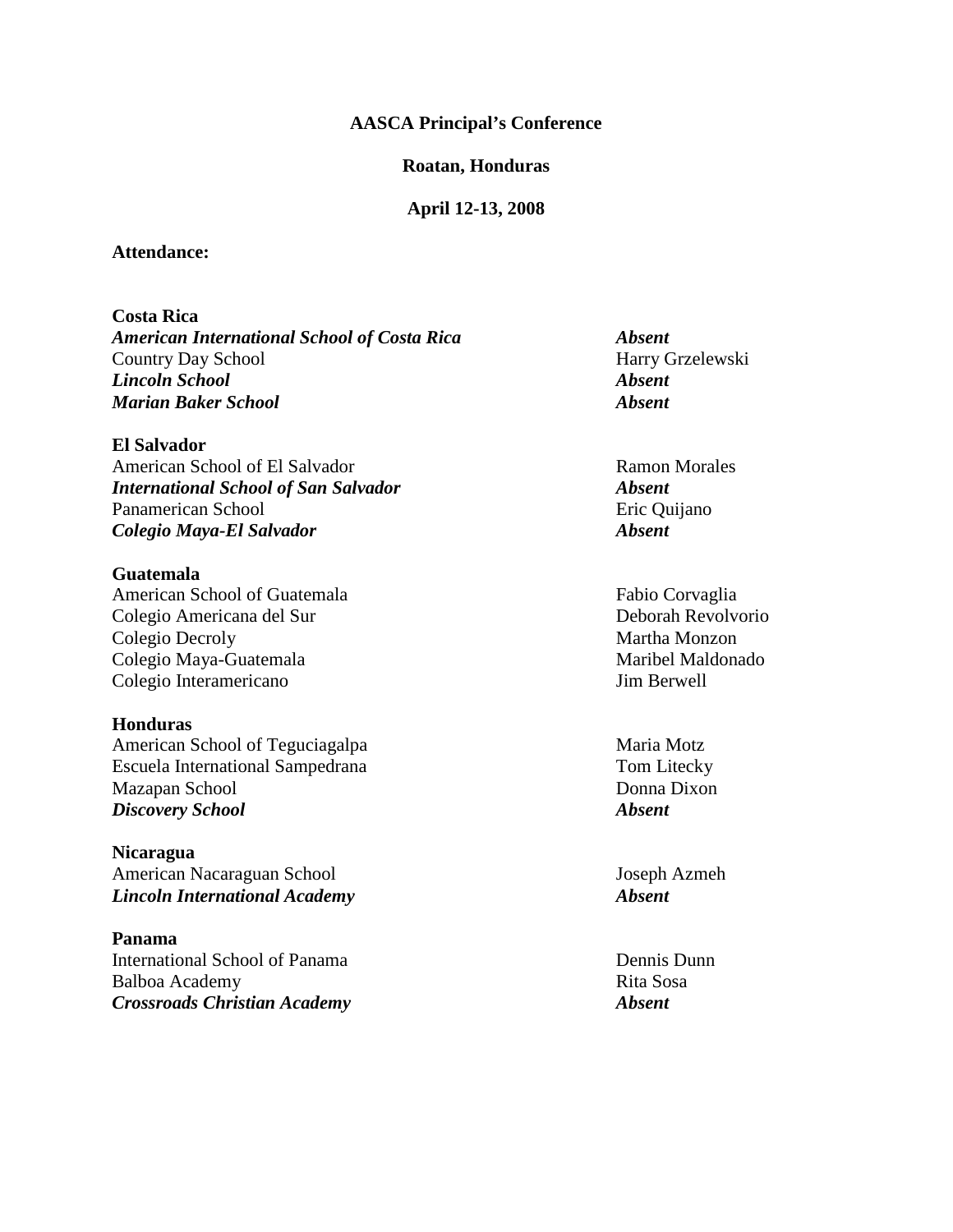**AASCA Principal's Conference**

**Roatan, Honduras**

**April 12-13, 2008**

**Attendance:**

**Costa Rica**

***American International School of Costa Rica*** — ***Absent***
Country Day School — Harry Grzelewski
***Lincoln School*** — ***Absent***
***Marian Baker School*** — ***Absent***

**El Salvador**

American School of El Salvador — Ramon Morales
***International School of San Salvador*** — ***Absent***
Panamerican School — Eric Quijano
***Colegio Maya-El Salvador*** — ***Absent***

**Guatemala**

American School of Guatemala — Fabio Corvaglia
Colegio Americana del Sur — Deborah Revolvorio
Colegio Decroly — Martha Monzon
Colegio Maya-Guatemala — Maribel Maldonado
Colegio Interamericano — Jim Berwell

**Honduras**

American School of Teguciagalpa — Maria Motz
Escuela International Sampedrana — Tom Litecky
Mazapan School — Donna Dixon
***Discovery School*** — ***Absent***

**Nicaragua**

American Nacaraguan School — Joseph Azmeh
***Lincoln International Academy*** — ***Absent***

**Panama**

International School of Panama — Dennis Dunn
Balboa Academy — Rita Sosa
***Crossroads Christian Academy*** — ***Absent***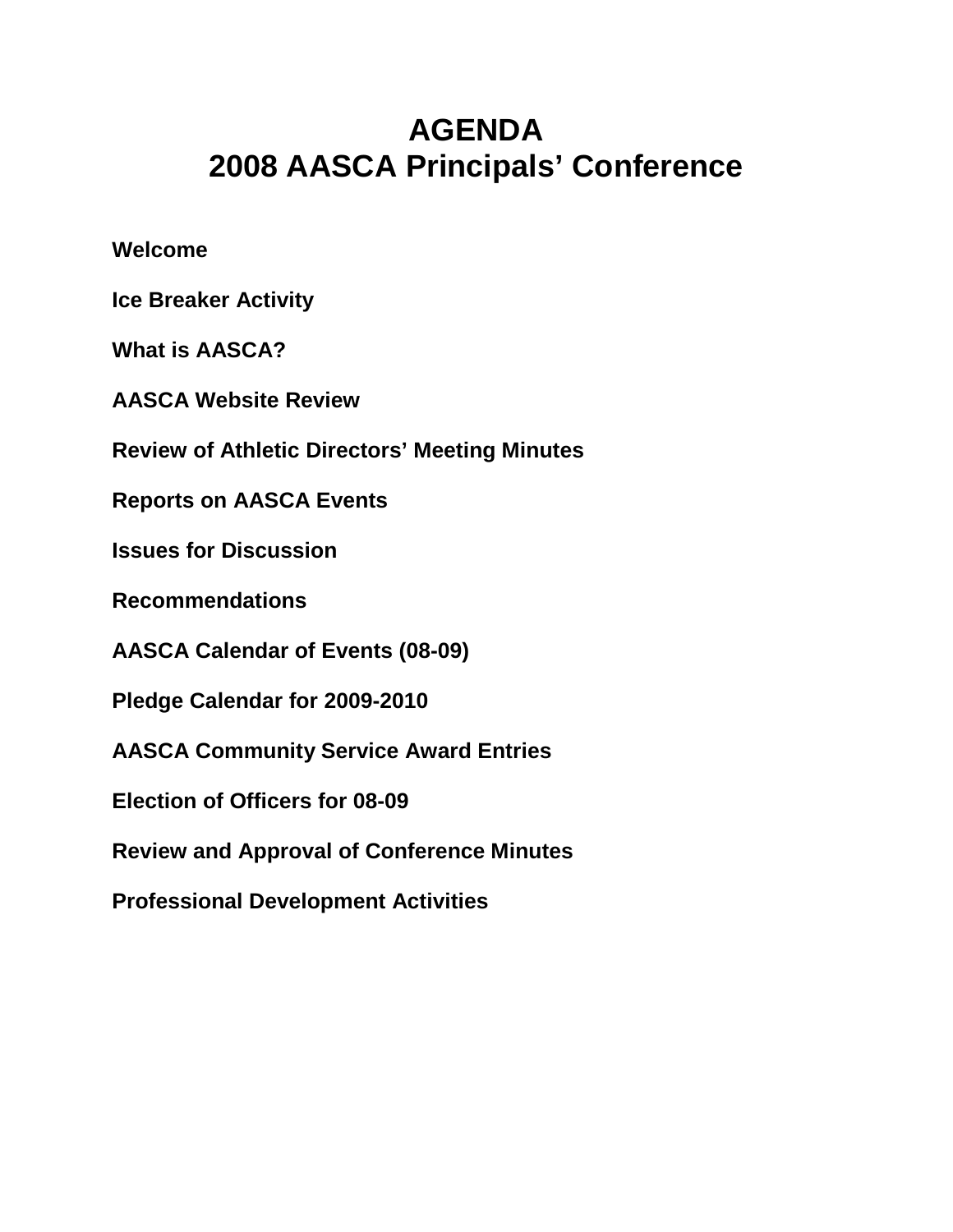# AGENDA
# 2008 AASCA Principals' Conference

**Welcome**

**Ice Breaker Activity**

**What is AASCA?**

**AASCA Website Review**

**Review of Athletic Directors' Meeting Minutes**

**Reports on AASCA Events**

**Issues for Discussion**

**Recommendations**

**AASCA Calendar of Events (08-09)**

**Pledge Calendar for 2009-2010**

**AASCA Community Service Award Entries**

**Election of Officers for 08-09**

**Review and Approval of Conference Minutes**

**Professional Development Activities**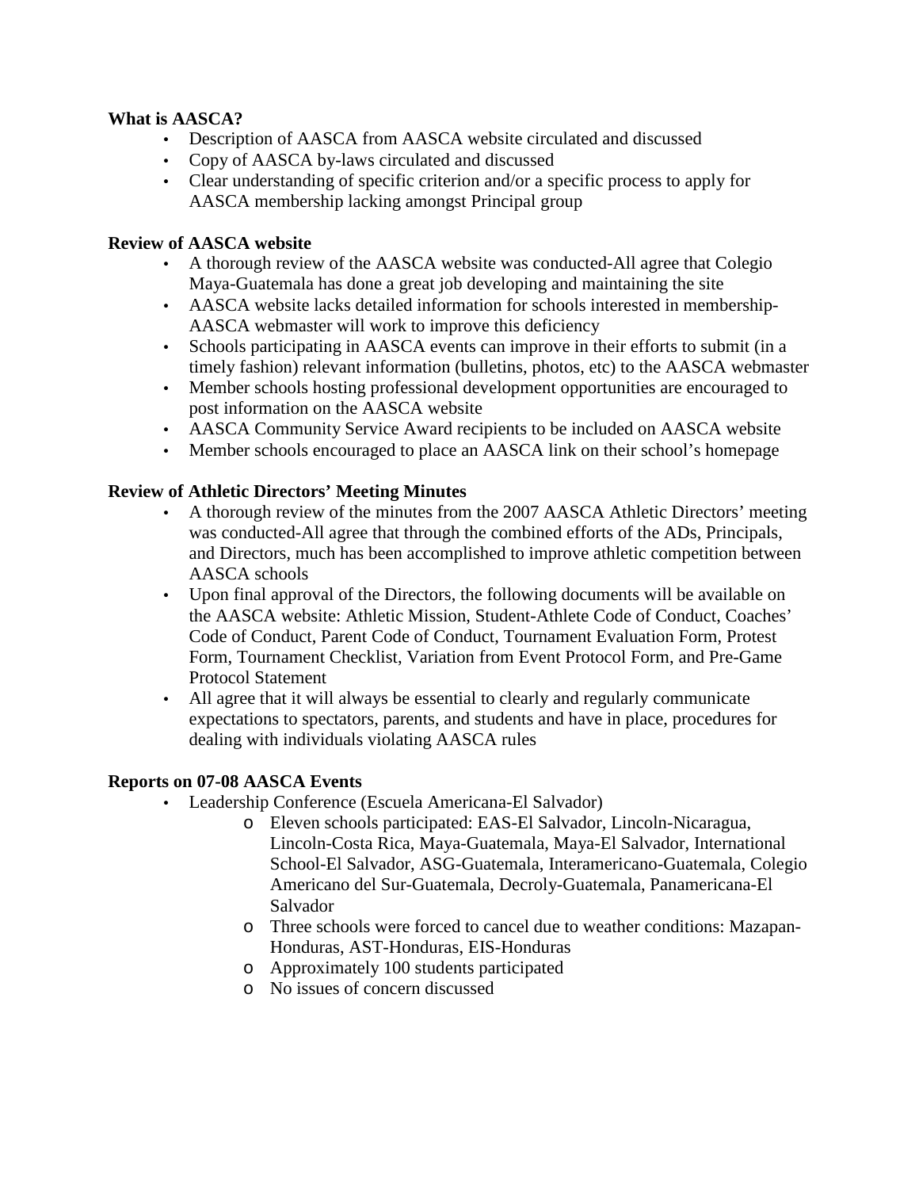**What is AASCA?**

- Description of AASCA from AASCA website circulated and discussed
- Copy of AASCA by-laws circulated and discussed
- Clear understanding of specific criterion and/or a specific process to apply for AASCA membership lacking amongst Principal group

**Review of AASCA website**

- A thorough review of the AASCA website was conducted-All agree that Colegio Maya-Guatemala has done a great job developing and maintaining the site
- AASCA website lacks detailed information for schools interested in membership-AASCA webmaster will work to improve this deficiency
- Schools participating in AASCA events can improve in their efforts to submit (in a timely fashion) relevant information (bulletins, photos, etc) to the AASCA webmaster
- Member schools hosting professional development opportunities are encouraged to post information on the AASCA website
- AASCA Community Service Award recipients to be included on AASCA website
- Member schools encouraged to place an AASCA link on their school's homepage

**Review of Athletic Directors' Meeting Minutes**

- A thorough review of the minutes from the 2007 AASCA Athletic Directors' meeting was conducted-All agree that through the combined efforts of the ADs, Principals, and Directors, much has been accomplished to improve athletic competition between AASCA schools
- Upon final approval of the Directors, the following documents will be available on the AASCA website: Athletic Mission, Student-Athlete Code of Conduct, Coaches' Code of Conduct, Parent Code of Conduct, Tournament Evaluation Form, Protest Form, Tournament Checklist, Variation from Event Protocol Form, and Pre-Game Protocol Statement
- All agree that it will always be essential to clearly and regularly communicate expectations to spectators, parents, and students and have in place, procedures for dealing with individuals violating AASCA rules

**Reports on 07-08 AASCA Events**

- Leadership Conference (Escuela Americana-El Salvador)
  - Eleven schools participated: EAS-El Salvador, Lincoln-Nicaragua, Lincoln-Costa Rica, Maya-Guatemala, Maya-El Salvador, International School-El Salvador, ASG-Guatemala, Interamericano-Guatemala, Colegio Americano del Sur-Guatemala, Decroly-Guatemala, Panamericana-El Salvador
  - Three schools were forced to cancel due to weather conditions: Mazapan-Honduras, AST-Honduras, EIS-Honduras
  - Approximately 100 students participated
  - No issues of concern discussed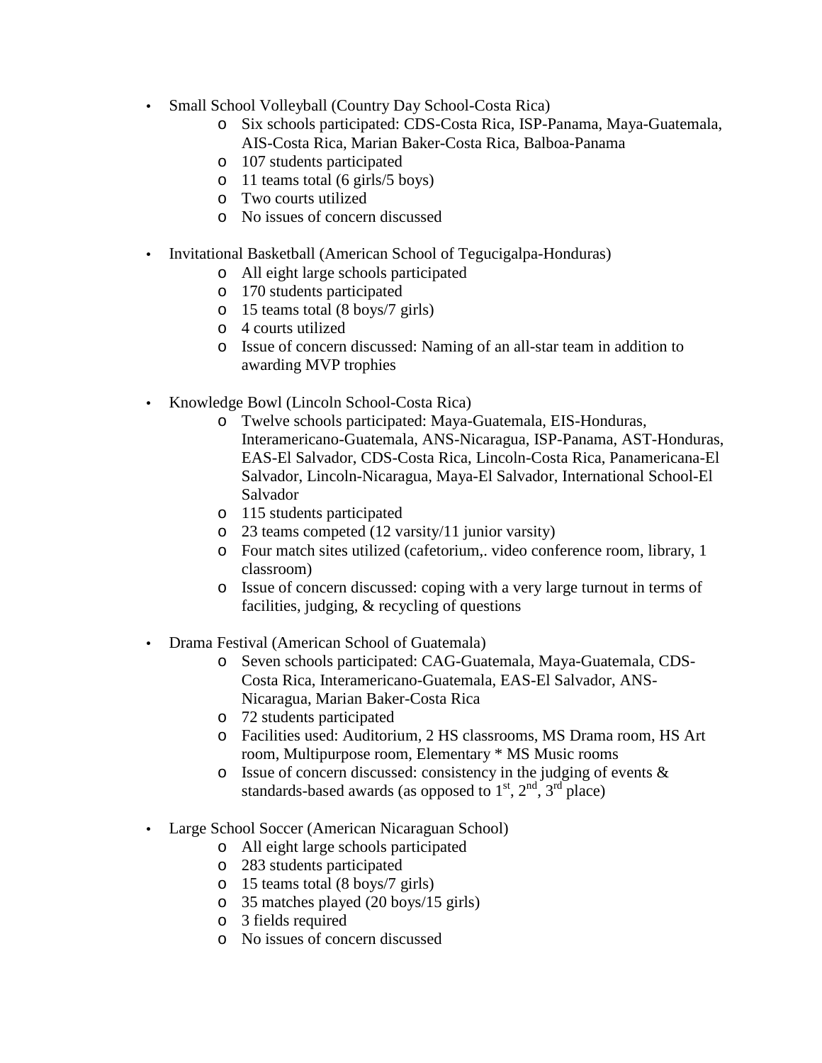- Small School Volleyball (Country Day School-Costa Rica)
  - Six schools participated: CDS-Costa Rica, ISP-Panama, Maya-Guatemala, AIS-Costa Rica, Marian Baker-Costa Rica, Balboa-Panama
  - 107 students participated
  - 11 teams total (6 girls/5 boys)
  - Two courts utilized
  - No issues of concern discussed

- Invitational Basketball (American School of Tegucigalpa-Honduras)
  - All eight large schools participated
  - 170 students participated
  - 15 teams total (8 boys/7 girls)
  - 4 courts utilized
  - Issue of concern discussed: Naming of an all-star team in addition to awarding MVP trophies

- Knowledge Bowl (Lincoln School-Costa Rica)
  - Twelve schools participated: Maya-Guatemala, EIS-Honduras, Interamericano-Guatemala, ANS-Nicaragua, ISP-Panama, AST-Honduras, EAS-El Salvador, CDS-Costa Rica, Lincoln-Costa Rica, Panamericana-El Salvador, Lincoln-Nicaragua, Maya-El Salvador, International School-El Salvador
  - 115 students participated
  - 23 teams competed (12 varsity/11 junior varsity)
  - Four match sites utilized (cafetorium,. video conference room, library, 1 classroom)
  - Issue of concern discussed: coping with a very large turnout in terms of facilities, judging, & recycling of questions

- Drama Festival (American School of Guatemala)
  - Seven schools participated: CAG-Guatemala, Maya-Guatemala, CDS-Costa Rica, Interamericano-Guatemala, EAS-El Salvador, ANS-Nicaragua, Marian Baker-Costa Rica
  - 72 students participated
  - Facilities used: Auditorium, 2 HS classrooms, MS Drama room, HS Art room, Multipurpose room, Elementary * MS Music rooms
  - Issue of concern discussed: consistency in the judging of events & standards-based awards (as opposed to 1st, 2nd, 3rd place)

- Large School Soccer (American Nicaraguan School)
  - All eight large schools participated
  - 283 students participated
  - 15 teams total (8 boys/7 girls)
  - 35 matches played (20 boys/15 girls)
  - 3 fields required
  - No issues of concern discussed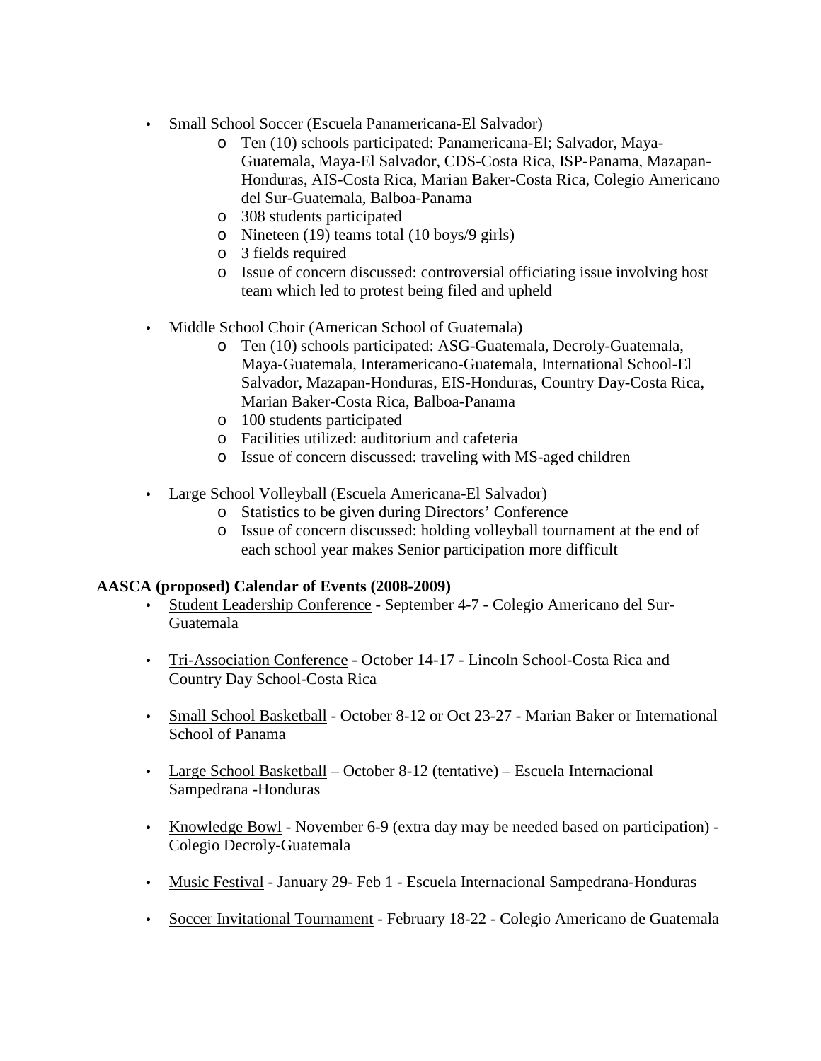- Small School Soccer (Escuela Panamericana-El Salvador)
  - Ten (10) schools participated: Panamericana-El; Salvador, Maya-Guatemala, Maya-El Salvador, CDS-Costa Rica, ISP-Panama, Mazapan-Honduras, AIS-Costa Rica, Marian Baker-Costa Rica, Colegio Americano del Sur-Guatemala, Balboa-Panama
  - 308 students participated
  - Nineteen (19) teams total (10 boys/9 girls)
  - 3 fields required
  - Issue of concern discussed: controversial officiating issue involving host team which led to protest being filed and upheld

- Middle School Choir (American School of Guatemala)
  - Ten (10) schools participated: ASG-Guatemala, Decroly-Guatemala, Maya-Guatemala, Interamericano-Guatemala, International School-El Salvador, Mazapan-Honduras, EIS-Honduras, Country Day-Costa Rica, Marian Baker-Costa Rica, Balboa-Panama
  - 100 students participated
  - Facilities utilized: auditorium and cafeteria
  - Issue of concern discussed: traveling with MS-aged children

- Large School Volleyball (Escuela Americana-El Salvador)
  - Statistics to be given during Directors' Conference
  - Issue of concern discussed: holding volleyball tournament at the end of each school year makes Senior participation more difficult

**AASCA (proposed) Calendar of Events (2008-2009)**

- <u>Student Leadership Conference</u> - September 4-7 - Colegio Americano del Sur-Guatemala

- <u>Tri-Association Conference</u> - October 14-17 - Lincoln School-Costa Rica and Country Day School-Costa Rica

- <u>Small School Basketball</u> - October 8-12 or Oct 23-27 - Marian Baker or International School of Panama

- <u>Large School Basketball</u> – October 8-12 (tentative) – Escuela Internacional Sampedrana -Honduras

- <u>Knowledge Bowl</u> - November 6-9 (extra day may be needed based on participation) - Colegio Decroly-Guatemala

- <u>Music Festival</u> - January 29- Feb 1 - Escuela Internacional Sampedrana-Honduras

- <u>Soccer Invitational Tournament</u> - February 18-22 - Colegio Americano de Guatemala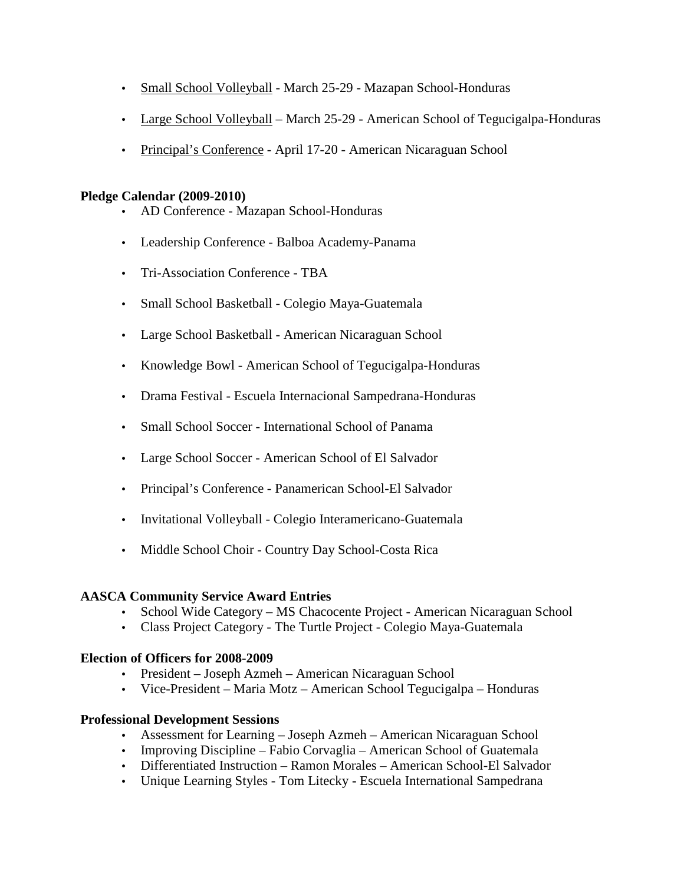- Small School Volleyball - March 25-29 - Mazapan School-Honduras
- Large School Volleyball – March 25-29 - American School of Tegucigalpa-Honduras
- Principal's Conference - April 17-20 - American Nicaraguan School

**Pledge Calendar (2009-2010)**

- AD Conference - Mazapan School-Honduras
- Leadership Conference - Balboa Academy-Panama
- Tri-Association Conference - TBA
- Small School Basketball - Colegio Maya-Guatemala
- Large School Basketball - American Nicaraguan School
- Knowledge Bowl - American School of Tegucigalpa-Honduras
- Drama Festival - Escuela Internacional Sampedrana-Honduras
- Small School Soccer - International School of Panama
- Large School Soccer - American School of El Salvador
- Principal's Conference - Panamerican School-El Salvador
- Invitational Volleyball - Colegio Interamericano-Guatemala
- Middle School Choir - Country Day School-Costa Rica

**AASCA Community Service Award Entries**

- School Wide Category – MS Chacocente Project - American Nicaraguan School
- Class Project Category - The Turtle Project - Colegio Maya-Guatemala

**Election of Officers for 2008-2009**

- President – Joseph Azmeh – American Nicaraguan School
- Vice-President – Maria Motz – American School Tegucigalpa – Honduras

**Professional Development Sessions**

- Assessment for Learning – Joseph Azmeh – American Nicaraguan School
- Improving Discipline – Fabio Corvaglia – American School of Guatemala
- Differentiated Instruction – Ramon Morales – American School-El Salvador
- Unique Learning Styles - Tom Litecky - Escuela International Sampedrana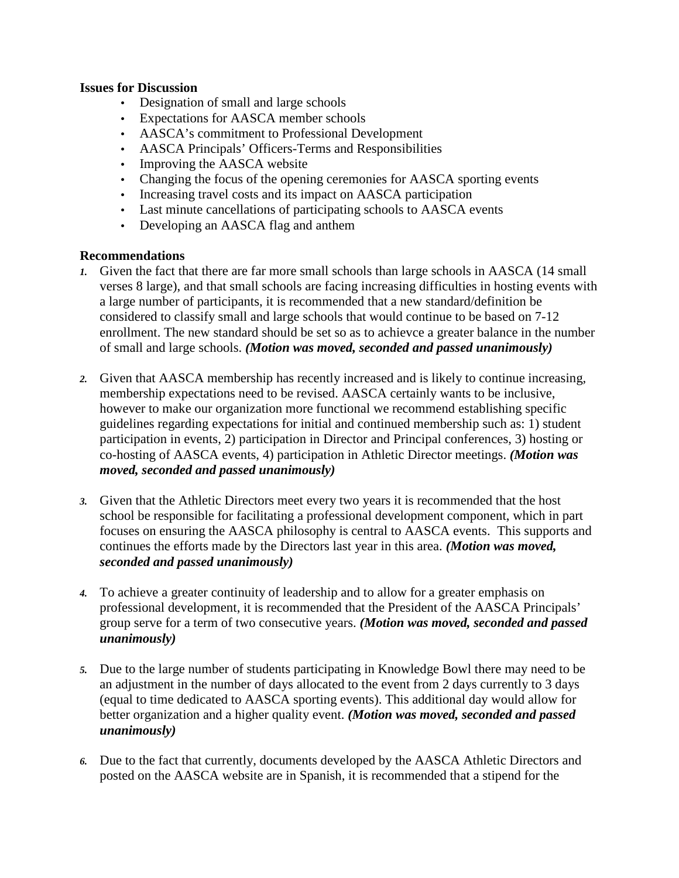**Issues for Discussion**

- Designation of small and large schools
- Expectations for AASCA member schools
- AASCA's commitment to Professional Development
- AASCA Principals' Officers-Terms and Responsibilities
- Improving the AASCA website
- Changing the focus of the opening ceremonies for AASCA sporting events
- Increasing travel costs and its impact on AASCA participation
- Last minute cancellations of participating schools to AASCA events
- Developing an AASCA flag and anthem

**Recommendations**

1. Given the fact that there are far more small schools than large schools in AASCA (14 small verses 8 large), and that small schools are facing increasing difficulties in hosting events with a large number of participants, it is recommended that a new standard/definition be considered to classify small and large schools that would continue to be based on 7-12 enrollment. The new standard should be set so as to achievce a greater balance in the number of small and large schools. ***(Motion was moved, seconded and passed unanimously)***

2. Given that AASCA membership has recently increased and is likely to continue increasing, membership expectations need to be revised. AASCA certainly wants to be inclusive, however to make our organization more functional we recommend establishing specific guidelines regarding expectations for initial and continued membership such as: 1) student participation in events, 2) participation in Director and Principal conferences, 3) hosting or co-hosting of AASCA events, 4) participation in Athletic Director meetings. ***(Motion was moved, seconded and passed unanimously)***

3. Given that the Athletic Directors meet every two years it is recommended that the host school be responsible for facilitating a professional development component, which in part focuses on ensuring the AASCA philosophy is central to AASCA events. This supports and continues the efforts made by the Directors last year in this area. ***(Motion was moved, seconded and passed unanimously)***

4. To achieve a greater continuity of leadership and to allow for a greater emphasis on professional development, it is recommended that the President of the AASCA Principals' group serve for a term of two consecutive years. ***(Motion was moved, seconded and passed unanimously)***

5. Due to the large number of students participating in Knowledge Bowl there may need to be an adjustment in the number of days allocated to the event from 2 days currently to 3 days (equal to time dedicated to AASCA sporting events). This additional day would allow for better organization and a higher quality event. ***(Motion was moved, seconded and passed unanimously)***

6. Due to the fact that currently, documents developed by the AASCA Athletic Directors and posted on the AASCA website are in Spanish, it is recommended that a stipend for the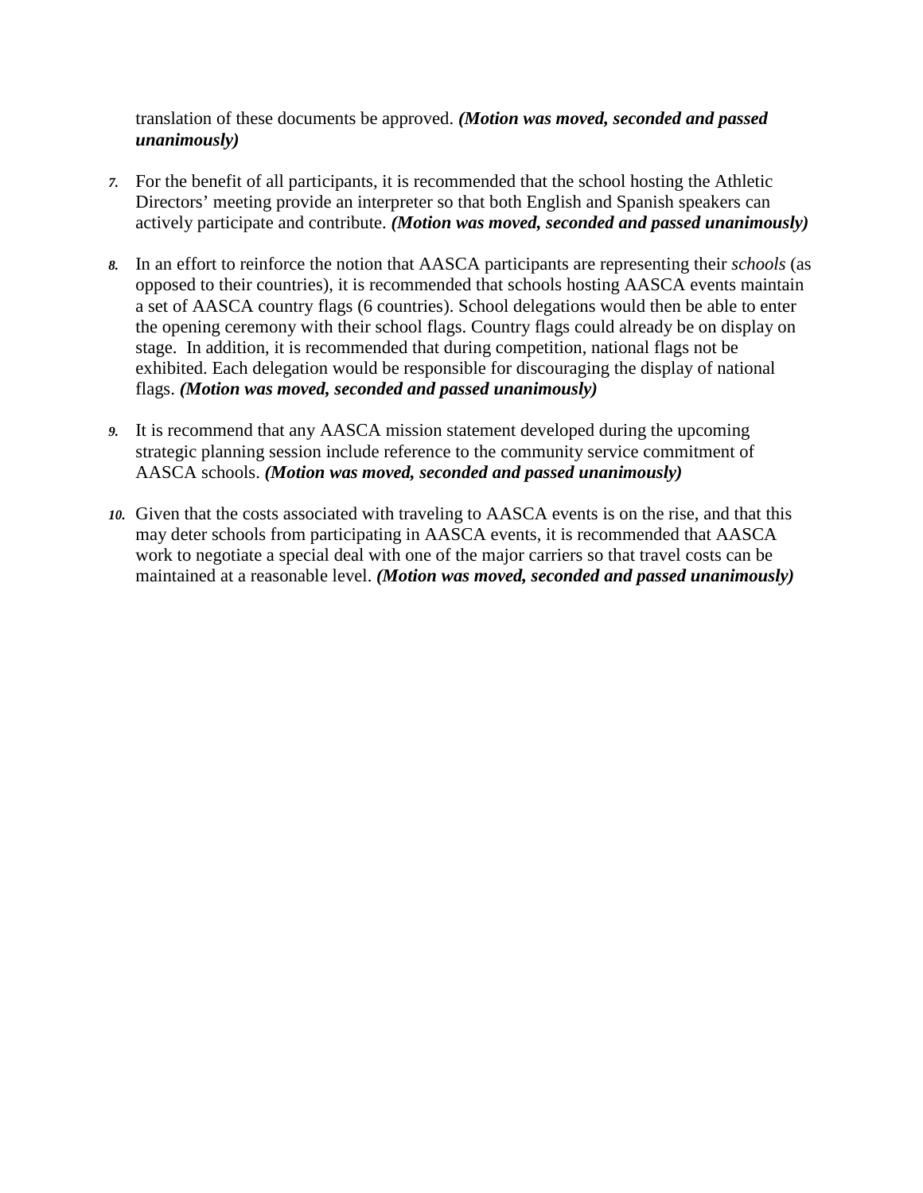translation of these documents be approved. ***(Motion was moved, seconded and passed unanimously)***

7. For the benefit of all participants, it is recommended that the school hosting the Athletic Directors' meeting provide an interpreter so that both English and Spanish speakers can actively participate and contribute. ***(Motion was moved, seconded and passed unanimously)***

8. In an effort to reinforce the notion that AASCA participants are representing their *schools* (as opposed to their countries), it is recommended that schools hosting AASCA events maintain a set of AASCA country flags (6 countries). School delegations would then be able to enter the opening ceremony with their school flags. Country flags could already be on display on stage. In addition, it is recommended that during competition, national flags not be exhibited. Each delegation would be responsible for discouraging the display of national flags. ***(Motion was moved, seconded and passed unanimously)***

9. It is recommend that any AASCA mission statement developed during the upcoming strategic planning session include reference to the community service commitment of AASCA schools. ***(Motion was moved, seconded and passed unanimously)***

10. Given that the costs associated with traveling to AASCA events is on the rise, and that this may deter schools from participating in AASCA events, it is recommended that AASCA work to negotiate a special deal with one of the major carriers so that travel costs can be maintained at a reasonable level. ***(Motion was moved, seconded and passed unanimously)***